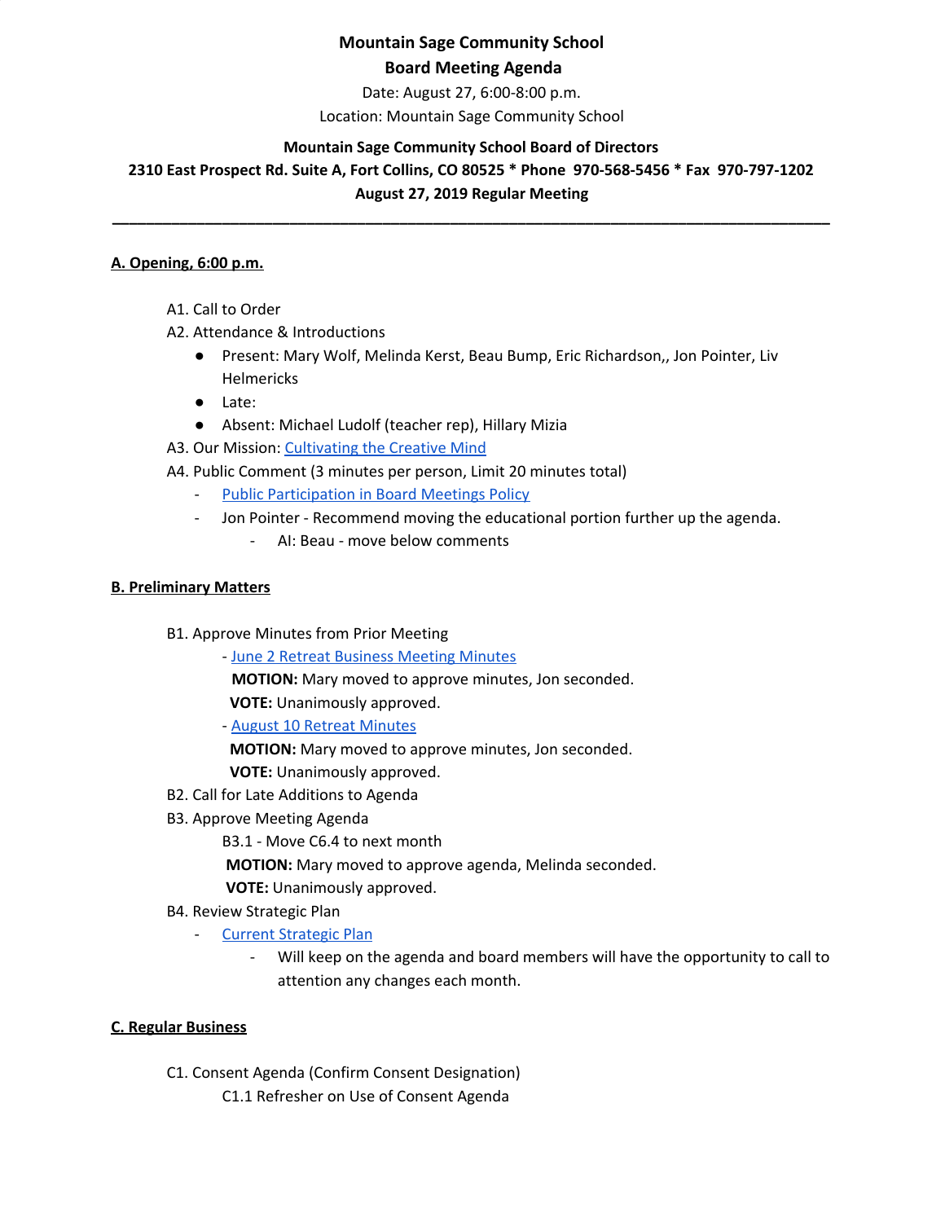**Mountain Sage Community School**

**Board Meeting Agenda**

Date: August 27, 6:00-8:00 p.m.

Location: Mountain Sage Community School

**Mountain Sage Community School Board of Directors**

**2310 East Prospect Rd. Suite A, Fort Collins, CO 80525 * Phone 970-568-5456 * Fax 970-797-1202**

**August 27, 2019 Regular Meeting**

---

## A. Opening, 6:00 p.m.

A1. Call to Order

A2. Attendance & Introductions

- Present: Mary Wolf, Melinda Kerst, Beau Bump, Eric Richardson,, Jon Pointer, Liv Helmericks
- Late:
- Absent: Michael Ludolf (teacher rep), Hillary Mizia

A3. Our Mission: Cultivating the Creative Mind

A4. Public Comment (3 minutes per person, Limit 20 minutes total)

- Public Participation in Board Meetings Policy
- Jon Pointer - Recommend moving the educational portion further up the agenda.
  - AI: Beau - move below comments

## B. Preliminary Matters

B1. Approve Minutes from Prior Meeting

- June 2 Retreat Business Meeting Minutes

  **MOTION:** Mary moved to approve minutes, Jon seconded.

  **VOTE:** Unanimously approved.

- August 10 Retreat Minutes

  **MOTION:** Mary moved to approve minutes, Jon seconded.

  **VOTE:** Unanimously approved.

B2. Call for Late Additions to Agenda

B3. Approve Meeting Agenda

B3.1 - Move C6.4 to next month

**MOTION:** Mary moved to approve agenda, Melinda seconded.

**VOTE:** Unanimously approved.

B4. Review Strategic Plan

- Current Strategic Plan
  - Will keep on the agenda and board members will have the opportunity to call to attention any changes each month.

## C. Regular Business

C1. Consent Agenda (Confirm Consent Designation)

C1.1 Refresher on Use of Consent Agenda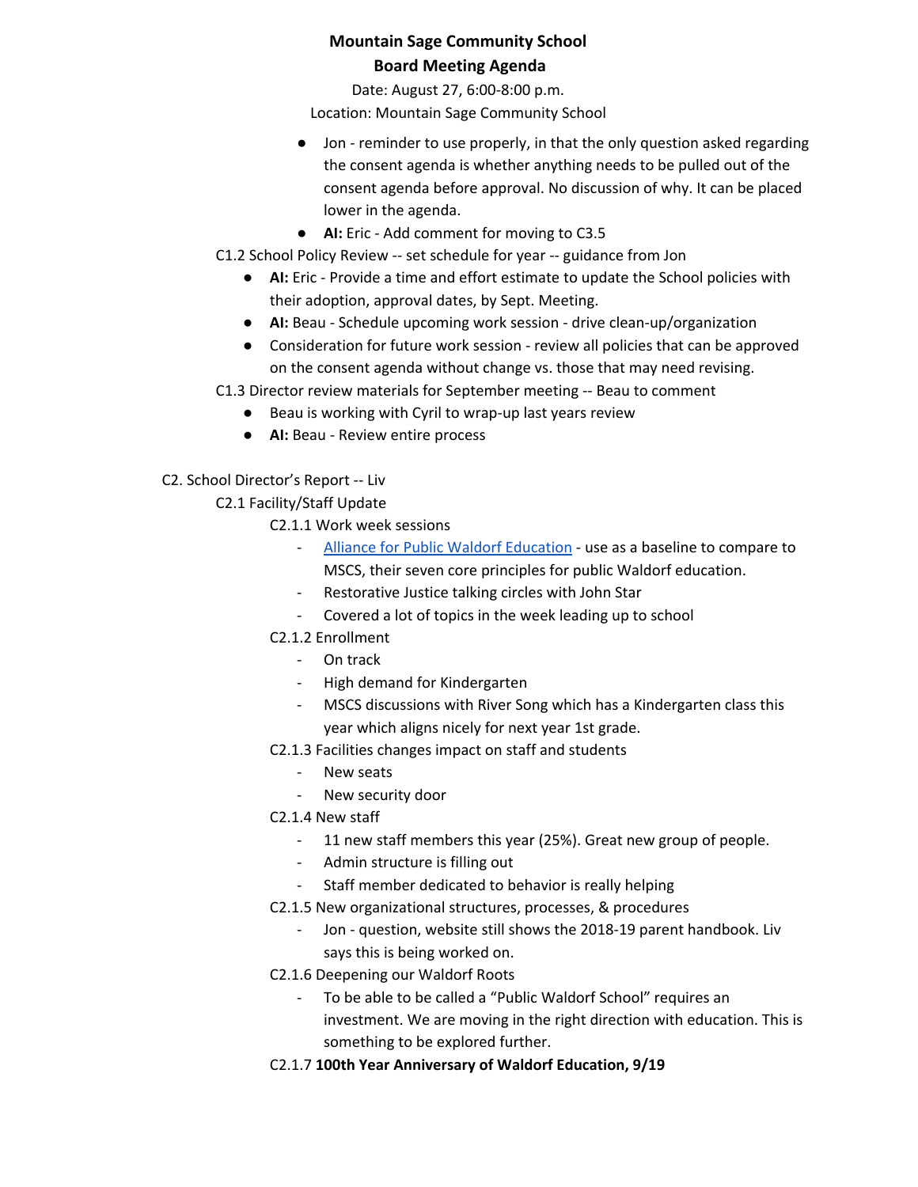**Mountain Sage Community School**

**Board Meeting Agenda**

Date: August 27, 6:00-8:00 p.m.

Location: Mountain Sage Community School

- Jon - reminder to use properly, in that the only question asked regarding the consent agenda is whether anything needs to be pulled out of the consent agenda before approval. No discussion of why. It can be placed lower in the agenda.
- **AI:** Eric - Add comment for moving to C3.5

C1.2 School Policy Review -- set schedule for year -- guidance from Jon

- **AI:** Eric - Provide a time and effort estimate to update the School policies with their adoption, approval dates, by Sept. Meeting.
- **AI:** Beau - Schedule upcoming work session - drive clean-up/organization
- Consideration for future work session - review all policies that can be approved on the consent agenda without change vs. those that may need revising.

C1.3 Director review materials for September meeting -- Beau to comment

- Beau is working with Cyril to wrap-up last years review
- **AI:** Beau - Review entire process

C2. School Director's Report -- Liv

C2.1 Facility/Staff Update

C2.1.1 Work week sessions

- Alliance for Public Waldorf Education - use as a baseline to compare to MSCS, their seven core principles for public Waldorf education.
- Restorative Justice talking circles with John Star
- Covered a lot of topics in the week leading up to school

C2.1.2 Enrollment

- On track
- High demand for Kindergarten
- MSCS discussions with River Song which has a Kindergarten class this year which aligns nicely for next year 1st grade.

C2.1.3 Facilities changes impact on staff and students

- New seats
- New security door

C2.1.4 New staff

- 11 new staff members this year (25%). Great new group of people.
- Admin structure is filling out
- Staff member dedicated to behavior is really helping

C2.1.5 New organizational structures, processes, & procedures

- Jon - question, website still shows the 2018-19 parent handbook. Liv says this is being worked on.

C2.1.6 Deepening our Waldorf Roots

- To be able to be called a "Public Waldorf School" requires an investment. We are moving in the right direction with education. This is something to be explored further.

C2.1.7 **100th Year Anniversary of Waldorf Education, 9/19**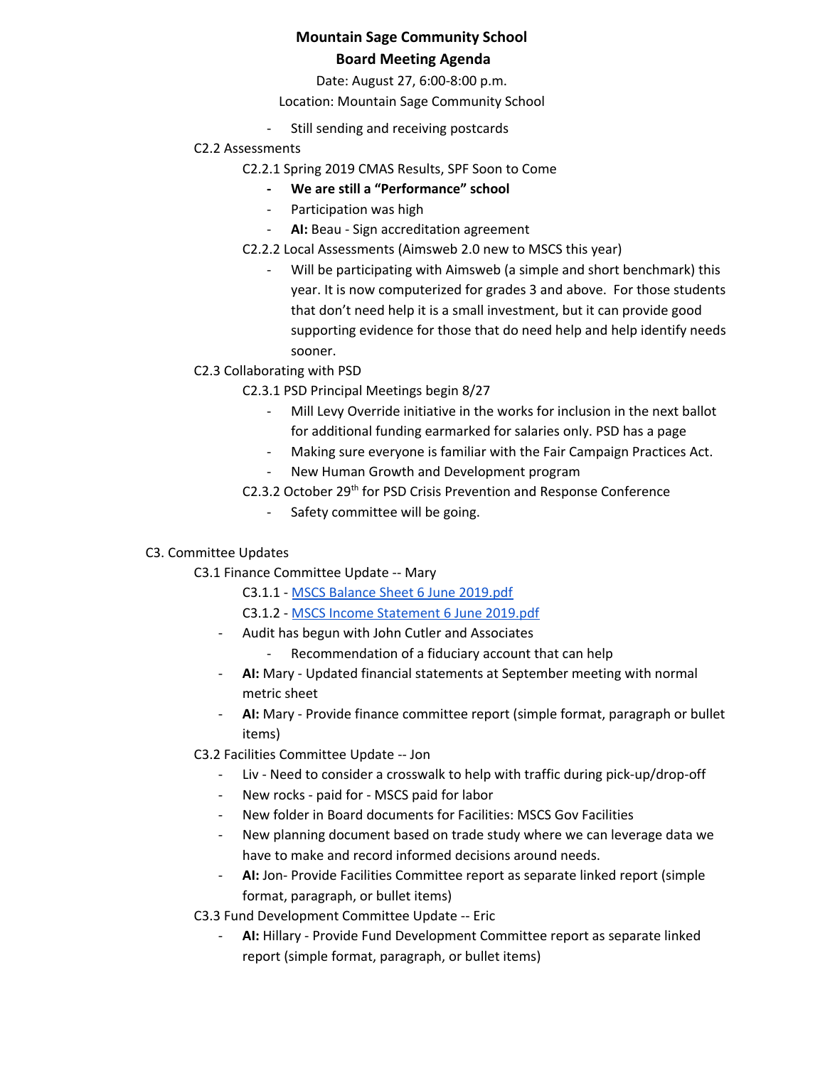- Still sending and receiving postcards

C2.2 Assessments

C2.2.1 Spring 2019 CMAS Results, SPF Soon to Come

- **We are still a "Performance" school**
- Participation was high
- **AI:** Beau - Sign accreditation agreement

C2.2.2 Local Assessments (Aimsweb 2.0 new to MSCS this year)

- Will be participating with Aimsweb (a simple and short benchmark) this year. It is now computerized for grades 3 and above. For those students that don't need help it is a small investment, but it can provide good supporting evidence for those that do need help and help identify needs sooner.

C2.3 Collaborating with PSD

C2.3.1 PSD Principal Meetings begin 8/27

- Mill Levy Override initiative in the works for inclusion in the next ballot for additional funding earmarked for salaries only. PSD has a page
- Making sure everyone is familiar with the Fair Campaign Practices Act.
- New Human Growth and Development program

C2.3.2 October 29th for PSD Crisis Prevention and Response Conference

- Safety committee will be going.

C3. Committee Updates

C3.1 Finance Committee Update -- Mary

C3.1.1 - MSCS Balance Sheet 6 June 2019.pdf

C3.1.2 - MSCS Income Statement 6 June 2019.pdf

- Audit has begun with John Cutler and Associates
  - Recommendation of a fiduciary account that can help
- **AI:** Mary - Updated financial statements at September meeting with normal metric sheet
- **AI:** Mary - Provide finance committee report (simple format, paragraph or bullet items)

C3.2 Facilities Committee Update -- Jon

- Liv - Need to consider a crosswalk to help with traffic during pick-up/drop-off
- New rocks - paid for - MSCS paid for labor
- New folder in Board documents for Facilities: MSCS Gov Facilities
- New planning document based on trade study where we can leverage data we have to make and record informed decisions around needs.
- **AI:** Jon- Provide Facilities Committee report as separate linked report (simple format, paragraph, or bullet items)

C3.3 Fund Development Committee Update -- Eric

- **AI:** Hillary - Provide Fund Development Committee report as separate linked report (simple format, paragraph, or bullet items)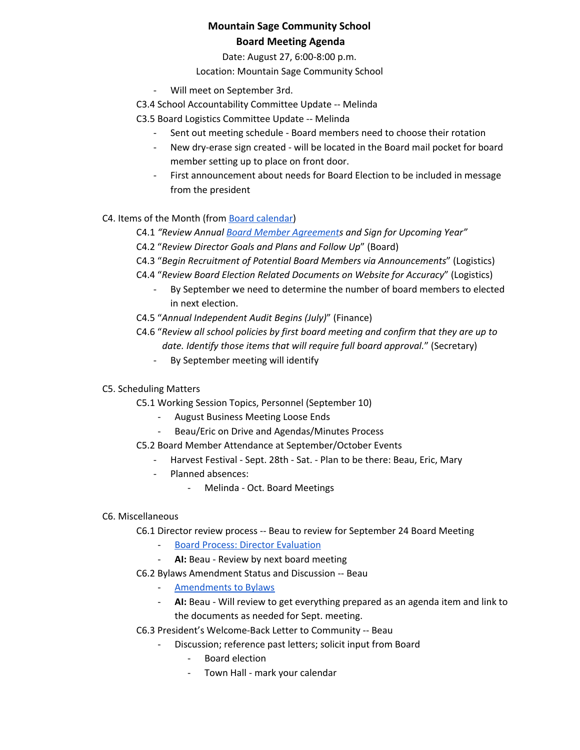**Mountain Sage Community School**

**Board Meeting Agenda**

Date: August 27, 6:00-8:00 p.m.

Location: Mountain Sage Community School

- Will meet on September 3rd.

C3.4 School Accountability Committee Update -- Melinda

C3.5 Board Logistics Committee Update -- Melinda

- Sent out meeting schedule - Board members need to choose their rotation
- New dry-erase sign created - will be located in the Board mail pocket for board member setting up to place on front door.
- First announcement about needs for Board Election to be included in message from the president

C4. Items of the Month (from Board calendar)

C4.1 *"Review Annual Board Member Agreements and Sign for Upcoming Year"*

C4.2 "*Review Director Goals and Plans and Follow Up*" (Board)

C4.3 "*Begin Recruitment of Potential Board Members via Announcements*" (Logistics)

C4.4 "*Review Board Election Related Documents on Website for Accuracy*" (Logistics)

- By September we need to determine the number of board members to elected in next election.

C4.5 "*Annual Independent Audit Begins (July)*" (Finance)

C4.6 "*Review all school policies by first board meeting and confirm that they are up to date. Identify those items that will require full board approval.*" (Secretary)

- By September meeting will identify

C5. Scheduling Matters

C5.1 Working Session Topics, Personnel (September 10)

- August Business Meeting Loose Ends
- Beau/Eric on Drive and Agendas/Minutes Process

C5.2 Board Member Attendance at September/October Events

- Harvest Festival - Sept. 28th - Sat. - Plan to be there: Beau, Eric, Mary
- Planned absences:
  - Melinda - Oct. Board Meetings

C6. Miscellaneous

C6.1 Director review process -- Beau to review for September 24 Board Meeting

- Board Process: Director Evaluation
- **AI:** Beau - Review by next board meeting

C6.2 Bylaws Amendment Status and Discussion -- Beau

- Amendments to Bylaws
- **AI:** Beau - Will review to get everything prepared as an agenda item and link to the documents as needed for Sept. meeting.

C6.3 President's Welcome-Back Letter to Community -- Beau

- Discussion; reference past letters; solicit input from Board
  - Board election
  - Town Hall - mark your calendar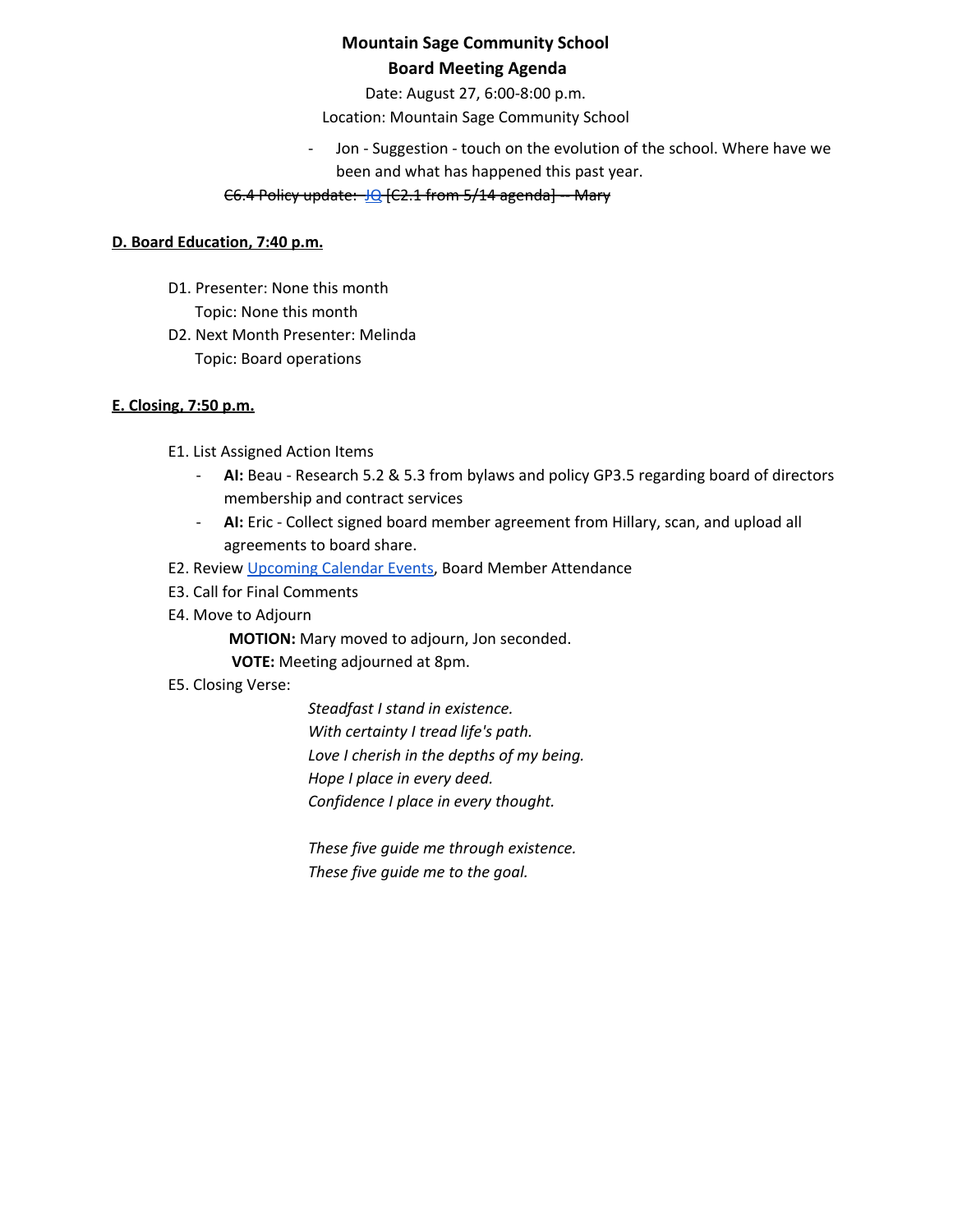**Mountain Sage Community School**

**Board Meeting Agenda**

Date: August 27, 6:00-8:00 p.m.

Location: Mountain Sage Community School

- Jon - Suggestion - touch on the evolution of the school. Where have we been and what has happened this past year.

~~C6.4 Policy update: JQ [C2.1 from 5/14 agenda] -- Mary~~

**D. Board Education, 7:40 p.m.**

D1. Presenter: None this month
Topic: None this month

D2. Next Month Presenter: Melinda
Topic: Board operations

**E. Closing, 7:50 p.m.**

E1. List Assigned Action Items

- **AI:** Beau - Research 5.2 & 5.3 from bylaws and policy GP3.5 regarding board of directors membership and contract services
- **AI:** Eric - Collect signed board member agreement from Hillary, scan, and upload all agreements to board share.

E2. Review Upcoming Calendar Events, Board Member Attendance

E3. Call for Final Comments

E4. Move to Adjourn

**MOTION:** Mary moved to adjourn, Jon seconded.

**VOTE:** Meeting adjourned at 8pm.

E5. Closing Verse:

*Steadfast I stand in existence.*
*With certainty I tread life's path.*
*Love I cherish in the depths of my being.*
*Hope I place in every deed.*
*Confidence I place in every thought.*

*These five guide me through existence.*
*These five guide me to the goal.*